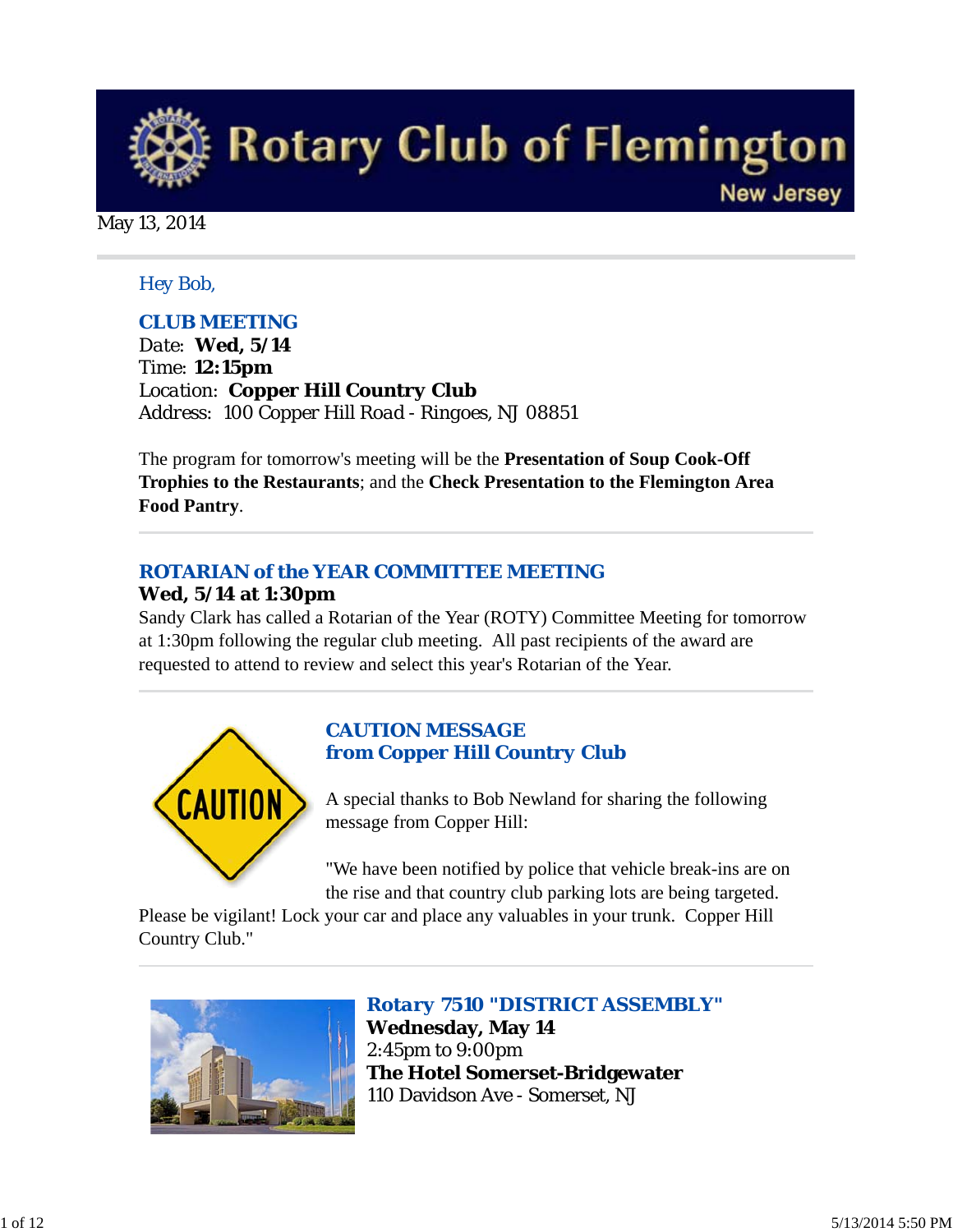# Rotary Club of Flemington
New Jersey

May 13, 2014

Hey Bob,

## CLUB MEETING

Date: **Wed, 5/14**
Time: **12:15pm**
Location: **Copper Hill Country Club**
Address: 100 Copper Hill Road - Ringoes, NJ 08851

The program for tomorrow's meeting will be the **Presentation of Soup Cook-Off Trophies to the Restaurants**; and the **Check Presentation to the Flemington Area Food Pantry**.

---

## ROTARIAN of the YEAR COMMITTEE MEETING

**Wed, 5/14 at 1:30pm**

Sandy Clark has called a Rotarian of the Year (ROTY) Committee Meeting for tomorrow at 1:30pm following the regular club meeting. All past recipients of the award are requested to attend to review and select this year's Rotarian of the Year.

---

## CAUTION MESSAGE from Copper Hill Country Club

A special thanks to Bob Newland for sharing the following message from Copper Hill:

"We have been notified by police that vehicle break-ins are on the rise and that country club parking lots are being targeted. Please be vigilant! Lock your car and place any valuables in your trunk. Copper Hill Country Club."

---

## *Rotary 7510 "DISTRICT ASSEMBLY"*

**Wednesday, May 14**
2:45pm to 9:00pm
**The Hotel Somerset-Bridgewater**
110 Davidson Ave - Somerset, NJ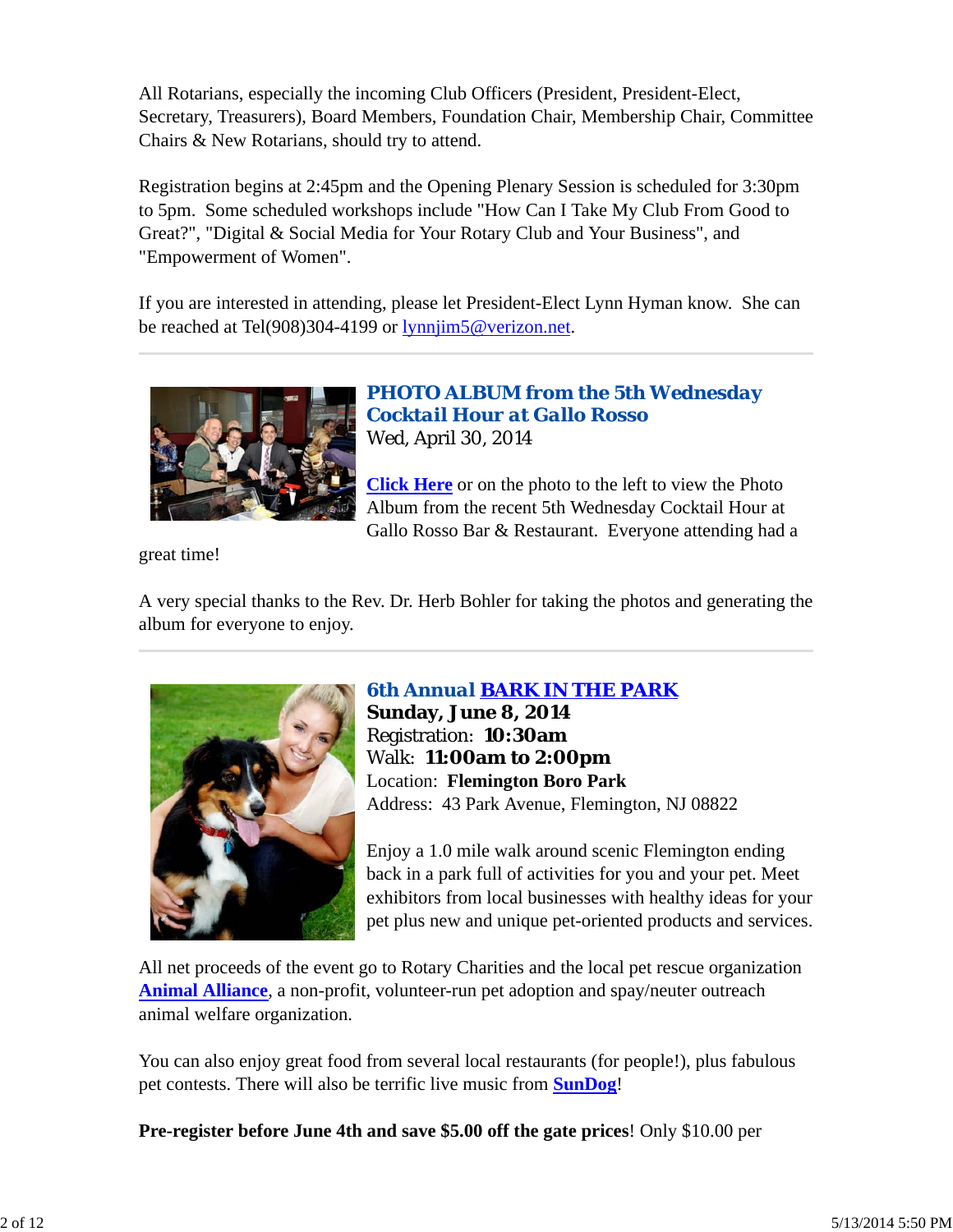All Rotarians, especially the incoming Club Officers (President, President-Elect, Secretary, Treasurers), Board Members, Foundation Chair, Membership Chair, Committee Chairs & New Rotarians, should try to attend.

Registration begins at 2:45pm and the Opening Plenary Session is scheduled for 3:30pm to 5pm. Some scheduled workshops include "How Can I Take My Club From Good to Great?", "Digital & Social Media for Your Rotary Club and Your Business", and "Empowerment of Women".

If you are interested in attending, please let President-Elect Lynn Hyman know. She can be reached at Tel(908)304-4199 or lynnjim5@verizon.net.

---

### PHOTO ALBUM from the 5th Wednesday Cocktail Hour at Gallo Rosso

Wed, April 30, 2014

**Click Here** or on the photo to the left to view the Photo Album from the recent 5th Wednesday Cocktail Hour at Gallo Rosso Bar & Restaurant. Everyone attending had a great time!

A very special thanks to the Rev. Dr. Herb Bohler for taking the photos and generating the album for everyone to enjoy.

---

### 6th Annual BARK IN THE PARK

**Sunday, June 8, 2014**
Registration: **10:30am**
Walk: **11:00am to 2:00pm**
Location: **Flemington Boro Park**
Address: 43 Park Avenue, Flemington, NJ 08822

Enjoy a 1.0 mile walk around scenic Flemington ending back in a park full of activities for you and your pet. Meet exhibitors from local businesses with healthy ideas for your pet plus new and unique pet-oriented products and services.

All net proceeds of the event go to Rotary Charities and the local pet rescue organization **Animal Alliance**, a non-profit, volunteer-run pet adoption and spay/neuter outreach animal welfare organization.

You can also enjoy great food from several local restaurants (for people!), plus fabulous pet contests. There will also be terrific live music from **SunDog**!

**Pre-register before June 4th and save $5.00 off the gate prices**! Only $10.00 per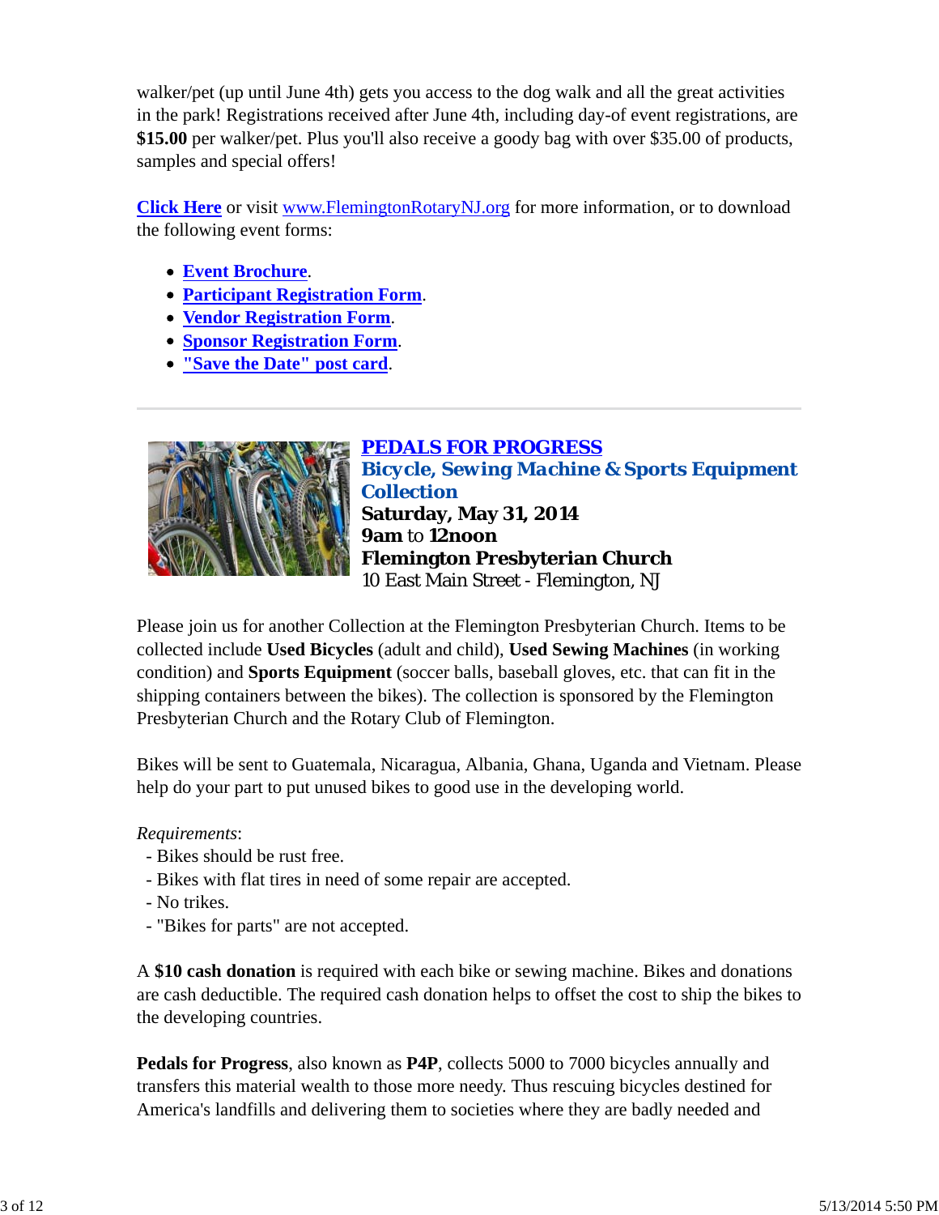walker/pet (up until June 4th) gets you access to the dog walk and all the great activities in the park! Registrations received after June 4th, including day-of event registrations, are **$15.00** per walker/pet. Plus you'll also receive a goody bag with over $35.00 of products, samples and special offers!

**Click Here** or visit www.FlemingtonRotaryNJ.org for more information, or to download the following event forms:

- **Event Brochure**.
- **Participant Registration Form**.
- **Vendor Registration Form**.
- **Sponsor Registration Form**.
- **"Save the Date" post card**.

---

**PEDALS FOR PROGRESS**
**Bicycle, Sewing Machine & Sports Equipment Collection**
**Saturday, May 31, 2014**
**9am** to **12noon**
**Flemington Presbyterian Church**
10 East Main Street - Flemington, NJ

Please join us for another Collection at the Flemington Presbyterian Church. Items to be collected include **Used Bicycles** (adult and child), **Used Sewing Machines** (in working condition) and **Sports Equipment** (soccer balls, baseball gloves, etc. that can fit in the shipping containers between the bikes). The collection is sponsored by the Flemington Presbyterian Church and the Rotary Club of Flemington.

Bikes will be sent to Guatemala, Nicaragua, Albania, Ghana, Uganda and Vietnam. Please help do your part to put unused bikes to good use in the developing world.

*Requirements*:
- Bikes should be rust free.
- Bikes with flat tires in need of some repair are accepted.
- No trikes.
- "Bikes for parts" are not accepted.

A **$10 cash donation** is required with each bike or sewing machine. Bikes and donations are cash deductible. The required cash donation helps to offset the cost to ship the bikes to the developing countries.

**Pedals for Progress**, also known as **P4P**, collects 5000 to 7000 bicycles annually and transfers this material wealth to those more needy. Thus rescuing bicycles destined for America's landfills and delivering them to societies where they are badly needed and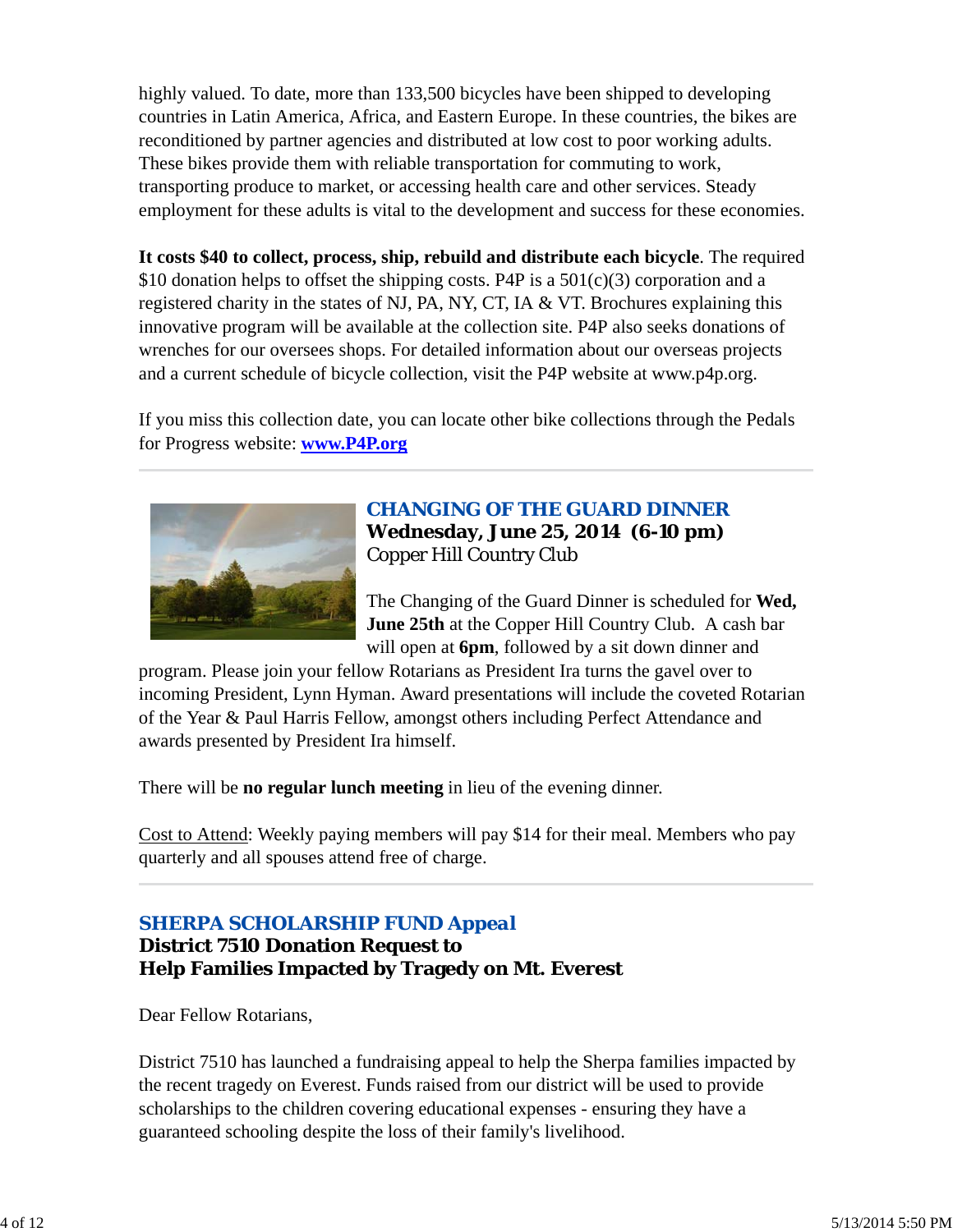highly valued. To date, more than 133,500 bicycles have been shipped to developing countries in Latin America, Africa, and Eastern Europe. In these countries, the bikes are reconditioned by partner agencies and distributed at low cost to poor working adults. These bikes provide them with reliable transportation for commuting to work, transporting produce to market, or accessing health care and other services. Steady employment for these adults is vital to the development and success for these economies.

**It costs $40 to collect, process, ship, rebuild and distribute each bicycle**. The required $10 donation helps to offset the shipping costs. P4P is a 501(c)(3) corporation and a registered charity in the states of NJ, PA, NY, CT, IA & VT. Brochures explaining this innovative program will be available at the collection site. P4P also seeks donations of wrenches for our oversees shops. For detailed information about our overseas projects and a current schedule of bicycle collection, visit the P4P website at www.p4p.org.

If you miss this collection date, you can locate other bike collections through the Pedals for Progress website: **[www.P4P.org](http://www.P4P.org)**

---

## *CHANGING OF THE GUARD DINNER*

**Wednesday, June 25, 2014 (6-10 pm)**

Copper Hill Country Club

The Changing of the Guard Dinner is scheduled for **Wed, June 25th** at the Copper Hill Country Club. A cash bar will open at **6pm**, followed by a sit down dinner and program. Please join your fellow Rotarians as President Ira turns the gavel over to incoming President, Lynn Hyman. Award presentations will include the coveted Rotarian of the Year & Paul Harris Fellow, amongst others including Perfect Attendance and awards presented by President Ira himself.

There will be **no regular lunch meeting** in lieu of the evening dinner.

Cost to Attend: Weekly paying members will pay $14 for their meal. Members who pay quarterly and all spouses attend free of charge.

---

## *SHERPA SCHOLARSHIP FUND Appeal*

**District 7510 Donation Request to Help Families Impacted by Tragedy on Mt. Everest**

Dear Fellow Rotarians,

District 7510 has launched a fundraising appeal to help the Sherpa families impacted by the recent tragedy on Everest. Funds raised from our district will be used to provide scholarships to the children covering educational expenses - ensuring they have a guaranteed schooling despite the loss of their family's livelihood.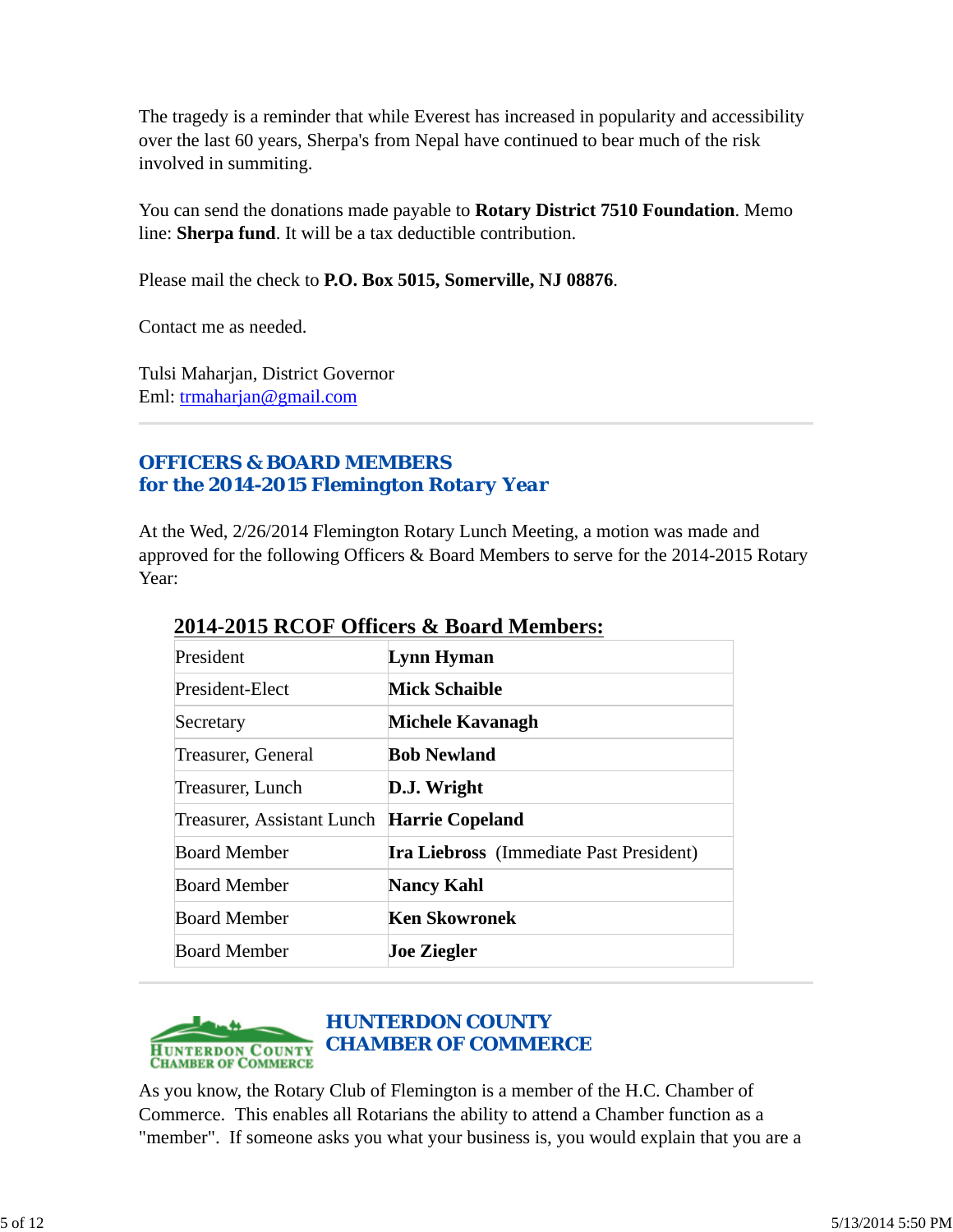The tragedy is a reminder that while Everest has increased in popularity and accessibility over the last 60 years, Sherpa's from Nepal have continued to bear much of the risk involved in summiting.

You can send the donations made payable to **Rotary District 7510 Foundation**. Memo line: **Sherpa fund**. It will be a tax deductible contribution.

Please mail the check to **P.O. Box 5015, Somerville, NJ 08876**.

Contact me as needed.

Tulsi Maharjan, District Governor
Eml: trmaharjan@gmail.com

---

## OFFICERS & BOARD MEMBERS for the 2014-2015 Flemington Rotary Year

At the Wed, 2/26/2014 Flemington Rotary Lunch Meeting, a motion was made and approved for the following Officers & Board Members to serve for the 2014-2015 Rotary Year:

**2014-2015 RCOF Officers & Board Members:**

| Position | Name |
|---|---|
| President | **Lynn Hyman** |
| President-Elect | **Mick Schaible** |
| Secretary | **Michele Kavanagh** |
| Treasurer, General | **Bob Newland** |
| Treasurer, Lunch | **D.J. Wright** |
| Treasurer, Assistant Lunch | **Harrie Copeland** |
| Board Member | **Ira Liebross** (Immediate Past President) |
| Board Member | **Nancy Kahl** |
| Board Member | **Ken Skowronek** |
| Board Member | **Joe Ziegler** |

---

HUNTERDON COUNTY CHAMBER OF COMMERCE

## HUNTERDON COUNTY CHAMBER OF COMMERCE

As you know, the Rotary Club of Flemington is a member of the H.C. Chamber of Commerce. This enables all Rotarians the ability to attend a Chamber function as a "member". If someone asks you what your business is, you would explain that you are a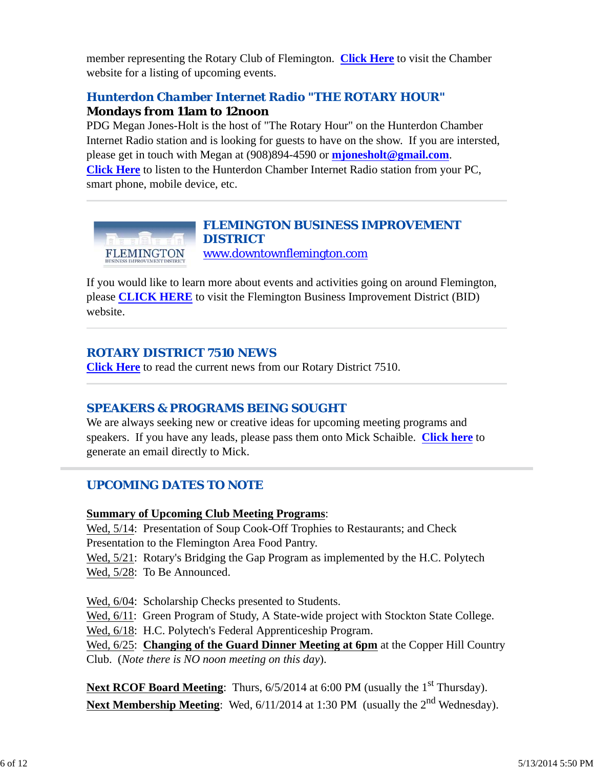member representing the Rotary Club of Flemington. **Click Here** to visit the Chamber website for a listing of upcoming events.

### Hunterdon Chamber Internet Radio "THE ROTARY HOUR"

**Mondays from 11am to 12noon**

PDG Megan Jones-Holt is the host of "The Rotary Hour" on the Hunterdon Chamber Internet Radio station and is looking for guests to have on the show. If you are intersted, please get in touch with Megan at (908)894-4590 or **mjonesholt@gmail.com**. **Click Here** to listen to the Hunterdon Chamber Internet Radio station from your PC, smart phone, mobile device, etc.

---

### FLEMINGTON BUSINESS IMPROVEMENT DISTRICT

www.downtownflemington.com

If you would like to learn more about events and activities going on around Flemington, please **CLICK HERE** to visit the Flemington Business Improvement District (BID) website.

---

### ROTARY DISTRICT 7510 NEWS

**Click Here** to read the current news from our Rotary District 7510.

---

### SPEAKERS & PROGRAMS BEING SOUGHT

We are always seeking new or creative ideas for upcoming meeting programs and speakers. If you have any leads, please pass them onto Mick Schaible. **Click here** to generate an email directly to Mick.

---

## UPCOMING DATES TO NOTE

**Summary of Upcoming Club Meeting Programs**:

Wed, 5/14: Presentation of Soup Cook-Off Trophies to Restaurants; and Check Presentation to the Flemington Area Food Pantry.
Wed, 5/21: Rotary's Bridging the Gap Program as implemented by the H.C. Polytech
Wed, 5/28: To Be Announced.

Wed, 6/04: Scholarship Checks presented to Students.
Wed, 6/11: Green Program of Study, A State-wide project with Stockton State College.
Wed, 6/18: H.C. Polytech's Federal Apprenticeship Program.
Wed, 6/25: **Changing of the Guard Dinner Meeting at 6pm** at the Copper Hill Country Club. (*Note there is NO noon meeting on this day*).

**Next RCOF Board Meeting**: Thurs, 6/5/2014 at 6:00 PM (usually the 1st Thursday).
**Next Membership Meeting**: Wed, 6/11/2014 at 1:30 PM (usually the 2nd Wednesday).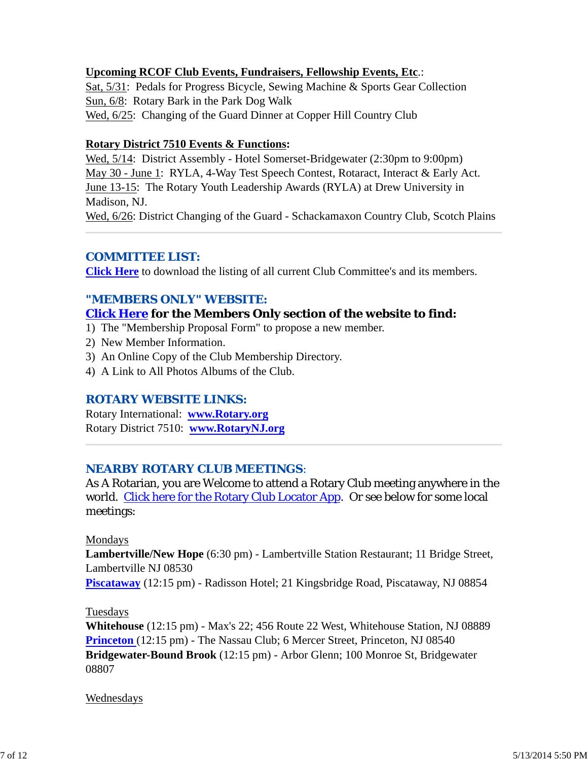**Upcoming RCOF Club Events, Fundraisers, Fellowship Events, Etc.**:
Sat, 5/31: Pedals for Progress Bicycle, Sewing Machine & Sports Gear Collection
Sun, 6/8: Rotary Bark in the Park Dog Walk
Wed, 6/25: Changing of the Guard Dinner at Copper Hill Country Club

**Rotary District 7510 Events & Functions:**
Wed, 5/14: District Assembly - Hotel Somerset-Bridgewater (2:30pm to 9:00pm)
May 30 - June 1: RYLA, 4-Way Test Speech Contest, Rotaract, Interact & Early Act.
June 13-15: The Rotary Youth Leadership Awards (RYLA) at Drew University in Madison, NJ.
Wed, 6/26: District Changing of the Guard - Schackamaxon Country Club, Scotch Plains

---

## COMMITTEE LIST:

**Click Here** to download the listing of all current Club Committee's and its members.

## "MEMBERS ONLY" WEBSITE:

**Click Here for the Members Only section of the website to find:**

1) The "Membership Proposal Form" to propose a new member.
2) New Member Information.
3) An Online Copy of the Club Membership Directory.
4) A Link to All Photos Albums of the Club.

## ROTARY WEBSITE LINKS:

Rotary International: **www.Rotary.org**
Rotary District 7510: **www.RotaryNJ.org**

---

## NEARBY ROTARY CLUB MEETINGS:

As A Rotarian, you are Welcome to attend a Rotary Club meeting anywhere in the world. Click here for the Rotary Club Locator App. Or see below for some local meetings:

Mondays
**Lambertville/New Hope** (6:30 pm) - Lambertville Station Restaurant; 11 Bridge Street, Lambertville NJ 08530
**Piscataway** (12:15 pm) - Radisson Hotel; 21 Kingsbridge Road, Piscataway, NJ 08854

Tuesdays
**Whitehouse** (12:15 pm) - Max's 22; 456 Route 22 West, Whitehouse Station, NJ 08889
**Princeton** (12:15 pm) - The Nassau Club; 6 Mercer Street, Princeton, NJ 08540
**Bridgewater-Bound Brook** (12:15 pm) - Arbor Glenn; 100 Monroe St, Bridgewater 08807

Wednesdays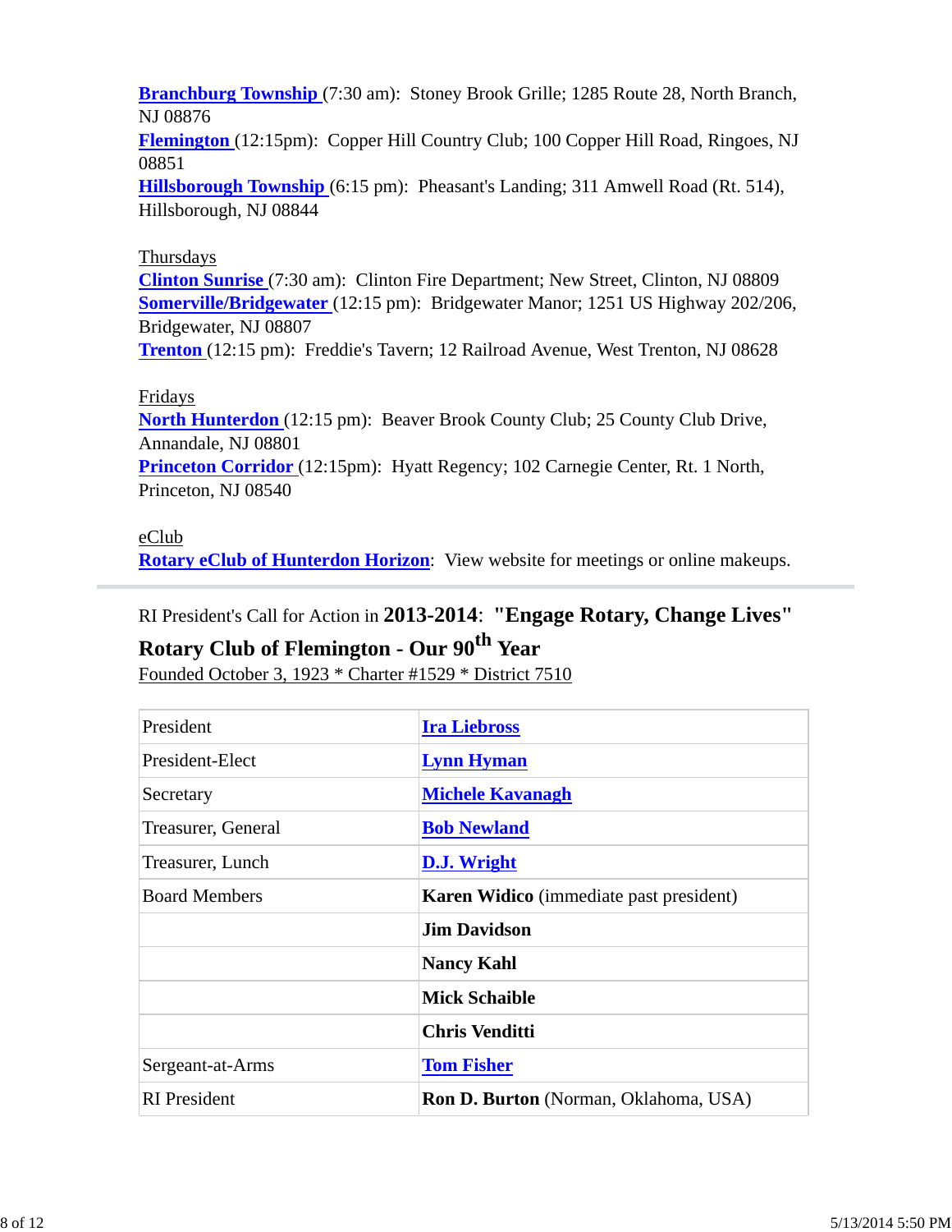**Branchburg Township** (7:30 am): Stoney Brook Grille; 1285 Route 28, North Branch, NJ 08876
**Flemington** (12:15pm): Copper Hill Country Club; 100 Copper Hill Road, Ringoes, NJ 08851
**Hillsborough Township** (6:15 pm): Pheasant's Landing; 311 Amwell Road (Rt. 514), Hillsborough, NJ 08844

Thursdays
**Clinton Sunrise** (7:30 am): Clinton Fire Department; New Street, Clinton, NJ 08809
**Somerville/Bridgewater** (12:15 pm): Bridgewater Manor; 1251 US Highway 202/206, Bridgewater, NJ 08807
**Trenton** (12:15 pm): Freddie's Tavern; 12 Railroad Avenue, West Trenton, NJ 08628

Fridays
**North Hunterdon** (12:15 pm): Beaver Brook County Club; 25 County Club Drive, Annandale, NJ 08801
**Princeton Corridor** (12:15pm): Hyatt Regency; 102 Carnegie Center, Rt. 1 North, Princeton, NJ 08540

eClub
**Rotary eClub of Hunterdon Horizon**: View website for meetings or online makeups.

---

RI President's Call for Action in **2013-2014**: **"Engage Rotary, Change Lives"**

**Rotary Club of Flemington - Our 90th Year**

Founded October 3, 1923 * Charter #1529 * District 7510

| | |
|---|---|
| President | **Ira Liebross** |
| President-Elect | **Lynn Hyman** |
| Secretary | **Michele Kavanagh** |
| Treasurer, General | **Bob Newland** |
| Treasurer, Lunch | **D.J. Wright** |
| Board Members | **Karen Widico** (immediate past president) |
| | **Jim Davidson** |
| | **Nancy Kahl** |
| | **Mick Schaible** |
| | **Chris Venditti** |
| Sergeant-at-Arms | **Tom Fisher** |
| RI President | **Ron D. Burton** (Norman, Oklahoma, USA) |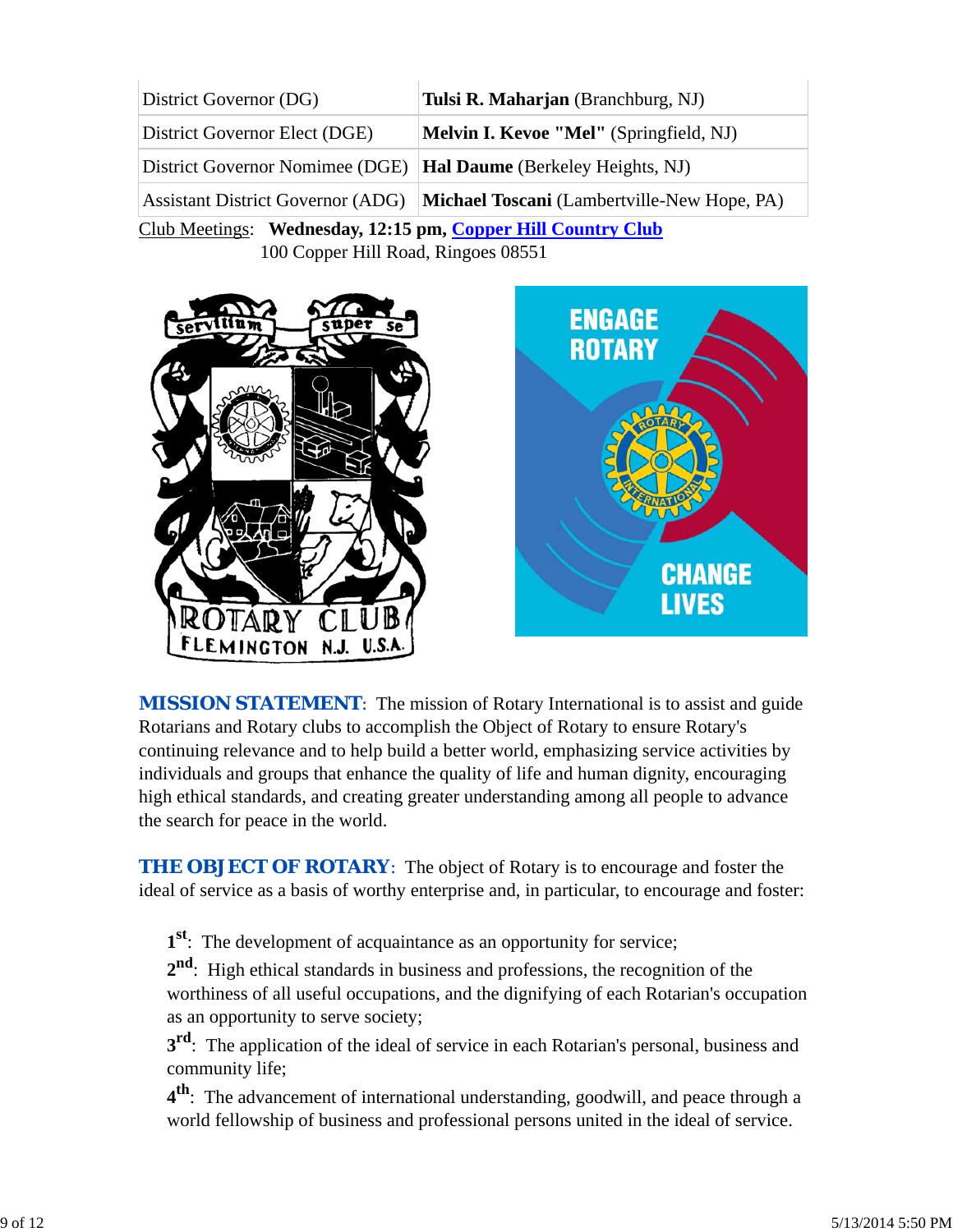| | |
|---|---|
| District Governor (DG) | **Tulsi R. Maharjan** (Branchburg, NJ) |
| District Governor Elect (DGE) | **Melvin I. Kevoe "Mel"** (Springfield, NJ) |
| District Governor Nominee (DGE) | **Hal Daume** (Berkeley Heights, NJ) |
| Assistant District Governor (ADG) | **Michael Toscani** (Lambertville-New Hope, PA) |

Club Meetings: **Wednesday, 12:15 pm, Copper Hill Country Club**
100 Copper Hill Road, Ringoes 08551

**MISSION STATEMENT**: The mission of Rotary International is to assist and guide Rotarians and Rotary clubs to accomplish the Object of Rotary to ensure Rotary's continuing relevance and to help build a better world, emphasizing service activities by individuals and groups that enhance the quality of life and human dignity, encouraging high ethical standards, and creating greater understanding among all people to advance the search for peace in the world.

**THE OBJECT OF ROTARY**: The object of Rotary is to encourage and foster the ideal of service as a basis of worthy enterprise and, in particular, to encourage and foster:

**1st**: The development of acquaintance as an opportunity for service;

**2nd**: High ethical standards in business and professions, the recognition of the worthiness of all useful occupations, and the dignifying of each Rotarian's occupation as an opportunity to serve society;

**3rd**: The application of the ideal of service in each Rotarian's personal, business and community life;

**4th**: The advancement of international understanding, goodwill, and peace through a world fellowship of business and professional persons united in the ideal of service.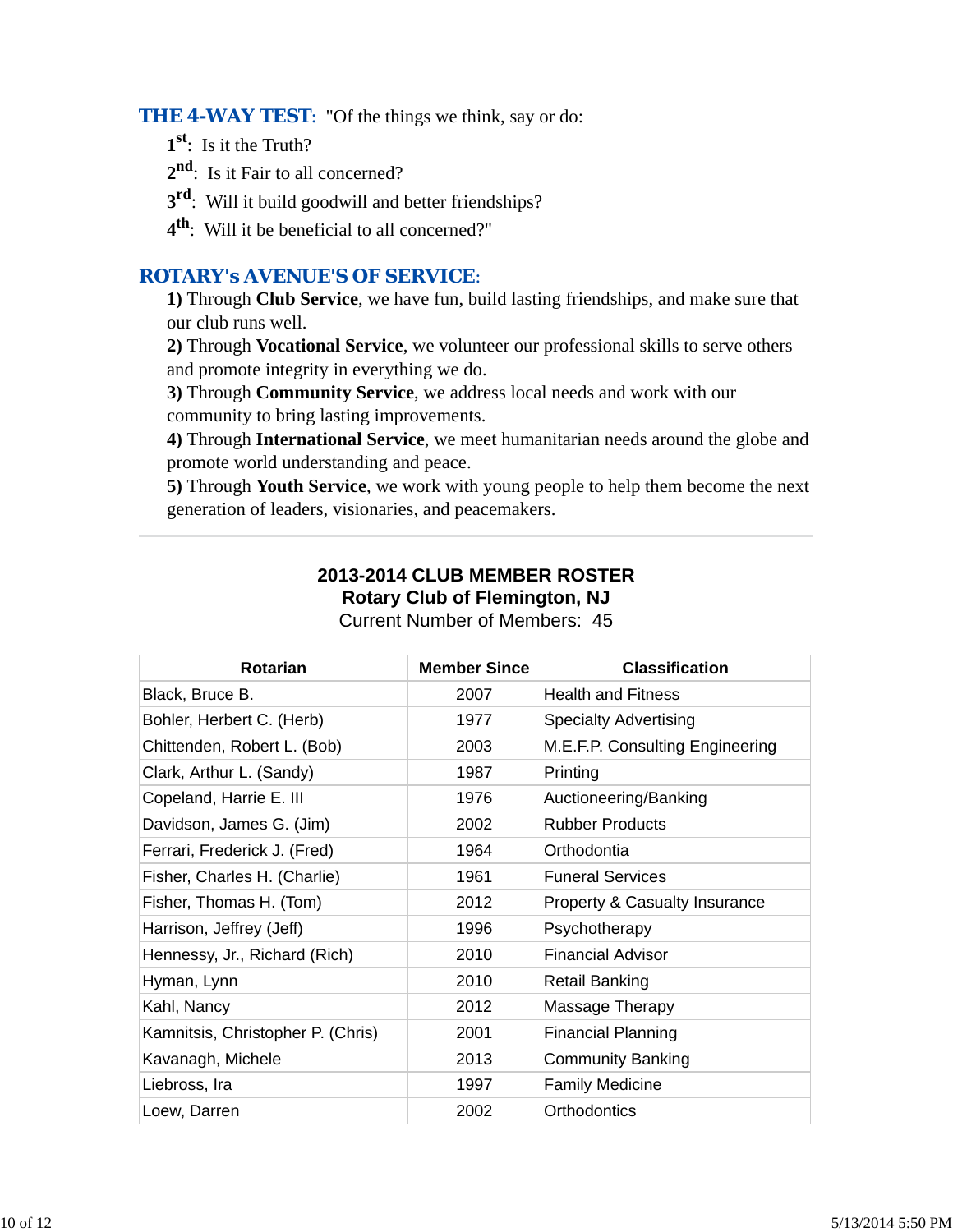**THE 4-WAY TEST**: "Of the things we think, say or do:

**1st**: Is it the Truth?

**2nd**: Is it Fair to all concerned?

**3rd**: Will it build goodwill and better friendships?

**4th**: Will it be beneficial to all concerned?"

**ROTARY's AVENUE'S OF SERVICE**:

**1)** Through **Club Service**, we have fun, build lasting friendships, and make sure that our club runs well.

**2)** Through **Vocational Service**, we volunteer our professional skills to serve others and promote integrity in everything we do.

**3)** Through **Community Service**, we address local needs and work with our community to bring lasting improvements.

**4)** Through **International Service**, we meet humanitarian needs around the globe and promote world understanding and peace.

**5)** Through **Youth Service**, we work with young people to help them become the next generation of leaders, visionaries, and peacemakers.

---

**2013-2014 CLUB MEMBER ROSTER**
**Rotary Club of Flemington, NJ**
Current Number of Members: 45

| Rotarian | Member Since | Classification |
|---|---|---|
| Black, Bruce B. | 2007 | Health and Fitness |
| Bohler, Herbert C. (Herb) | 1977 | Specialty Advertising |
| Chittenden, Robert L. (Bob) | 2003 | M.E.F.P. Consulting Engineering |
| Clark, Arthur L. (Sandy) | 1987 | Printing |
| Copeland, Harrie E. III | 1976 | Auctioneering/Banking |
| Davidson, James G. (Jim) | 2002 | Rubber Products |
| Ferrari, Frederick J. (Fred) | 1964 | Orthodontia |
| Fisher, Charles H. (Charlie) | 1961 | Funeral Services |
| Fisher, Thomas H. (Tom) | 2012 | Property & Casualty Insurance |
| Harrison, Jeffrey (Jeff) | 1996 | Psychotherapy |
| Hennessy, Jr., Richard (Rich) | 2010 | Financial Advisor |
| Hyman, Lynn | 2010 | Retail Banking |
| Kahl, Nancy | 2012 | Massage Therapy |
| Kamnitsis, Christopher P. (Chris) | 2001 | Financial Planning |
| Kavanagh, Michele | 2013 | Community Banking |
| Liebross, Ira | 1997 | Family Medicine |
| Loew, Darren | 2002 | Orthodontics |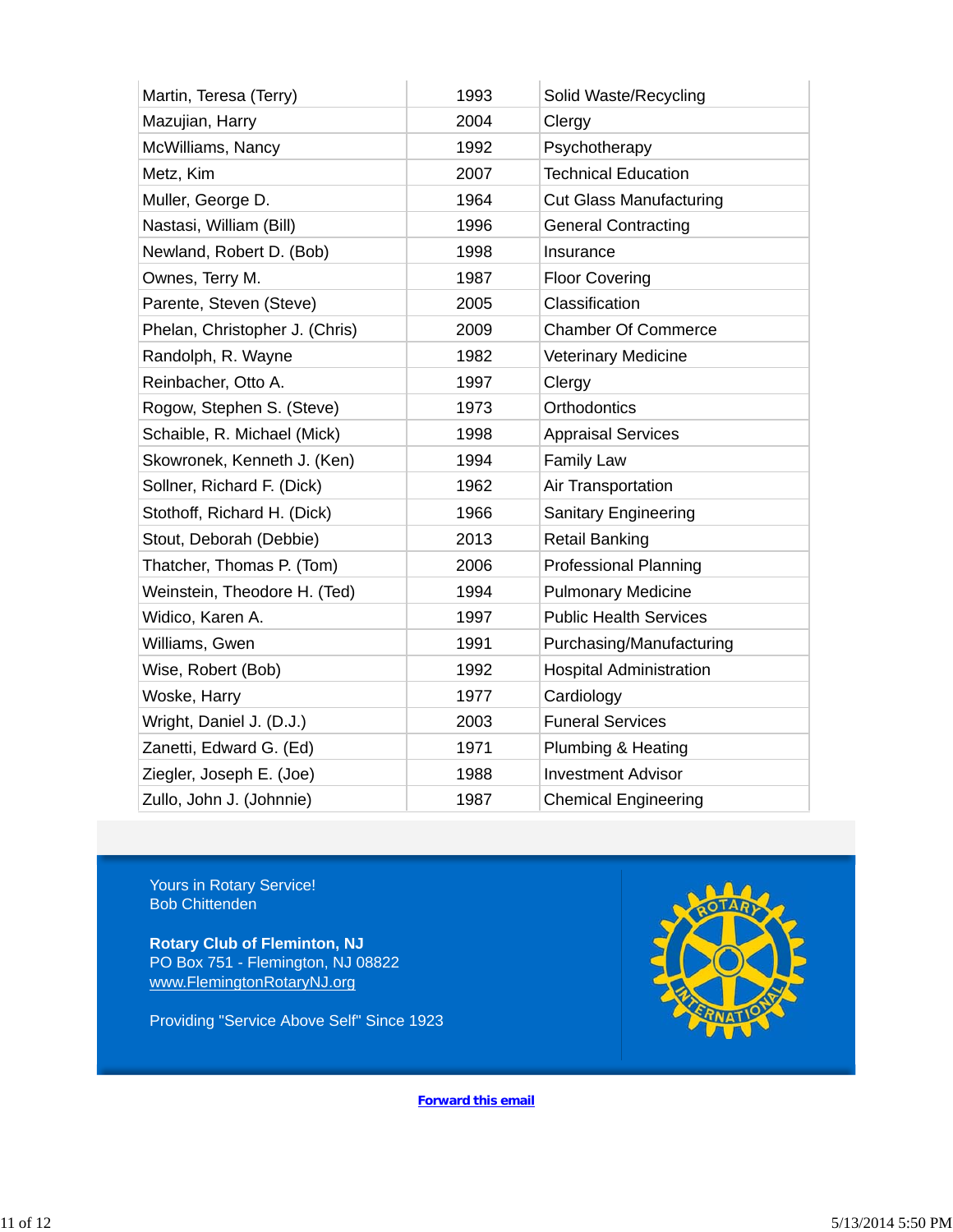| Martin, Teresa (Terry) | 1993 | Solid Waste/Recycling |
|---|---|---|
| Mazujian, Harry | 2004 | Clergy |
| McWilliams, Nancy | 1992 | Psychotherapy |
| Metz, Kim | 2007 | Technical Education |
| Muller, George D. | 1964 | Cut Glass Manufacturing |
| Nastasi, William (Bill) | 1996 | General Contracting |
| Newland, Robert D. (Bob) | 1998 | Insurance |
| Ownes, Terry M. | 1987 | Floor Covering |
| Parente, Steven (Steve) | 2005 | Classification |
| Phelan, Christopher J. (Chris) | 2009 | Chamber Of Commerce |
| Randolph, R. Wayne | 1982 | Veterinary Medicine |
| Reinbacher, Otto A. | 1997 | Clergy |
| Rogow, Stephen S. (Steve) | 1973 | Orthodontics |
| Schaible, R. Michael (Mick) | 1998 | Appraisal Services |
| Skowronek, Kenneth J. (Ken) | 1994 | Family Law |
| Sollner, Richard F. (Dick) | 1962 | Air Transportation |
| Stothoff, Richard H. (Dick) | 1966 | Sanitary Engineering |
| Stout, Deborah (Debbie) | 2013 | Retail Banking |
| Thatcher, Thomas P. (Tom) | 2006 | Professional Planning |
| Weinstein, Theodore H. (Ted) | 1994 | Pulmonary Medicine |
| Widico, Karen A. | 1997 | Public Health Services |
| Williams, Gwen | 1991 | Purchasing/Manufacturing |
| Wise, Robert (Bob) | 1992 | Hospital Administration |
| Woske, Harry | 1977 | Cardiology |
| Wright, Daniel J. (D.J.) | 2003 | Funeral Services |
| Zanetti, Edward G. (Ed) | 1971 | Plumbing & Heating |
| Ziegler, Joseph E. (Joe) | 1988 | Investment Advisor |
| Zullo, John J. (Johnnie) | 1987 | Chemical Engineering |

Yours in Rotary Service!
Bob Chittenden

**Rotary Club of Fleminton, NJ**
PO Box 751 - Flemington, NJ 08822
www.FlemingtonRotaryNJ.org

Providing "Service Above Self" Since 1923

**Forward this email**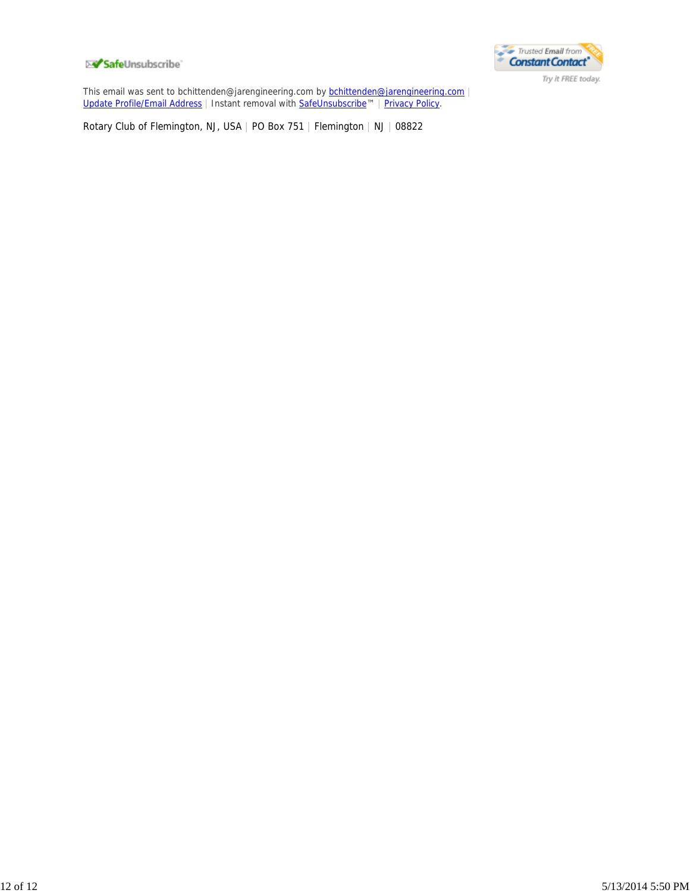SafeUnsubscribe

Trusted Email from Constant Contact

Try it FREE today.

This email was sent to bchittenden@jarengineering.com by bchittenden@jarengineering.com | Update Profile/Email Address | Instant removal with SafeUnsubscribe™ | Privacy Policy.

Rotary Club of Flemington, NJ, USA | PO Box 751 | Flemington | NJ | 08822